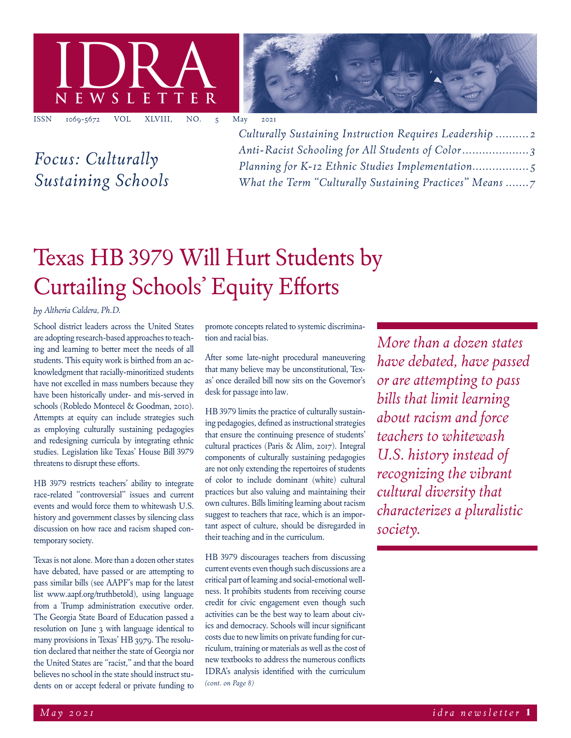# IDRA NEWSLETTER

ISSN 1069-5672 VOL XLVIII, NO. 5 May 2021

*Focus: Culturally Sustaining Schools*

*Culturally Sustaining Instruction Requires Leadership* .......... 2
*Anti-Racist Schooling for All Students of Color* .................... 3
*Planning for K-12 Ethnic Studies Implementation* ................. 5
*What the Term "Culturally Sustaining Practices" Means* ....... 7

# Texas HB 3979 Will Hurt Students by Curtailing Schools' Equity Efforts

*by Altheria Caldera, Ph.D.*

School district leaders across the United States are adopting research-based approaches to teaching and learning to better meet the needs of all students. This equity work is birthed from an acknowledgment that racially-minoritized students have not excelled in mass numbers because they have been historically under- and mis-served in schools (Robledo Montecel & Goodman, 2010). Attempts at equity can include strategies such as employing culturally sustaining pedagogies and redesigning curricula by integrating ethnic studies. Legislation like Texas' House Bill 3979 threatens to disrupt these efforts.

HB 3979 restricts teachers' ability to integrate race-related "controversial" issues and current events and would force them to whitewash U.S. history and government classes by silencing class discussion on how race and racism shaped contemporary society.

Texas is not alone. More than a dozen other states have debated, have passed or are attempting to pass similar bills (see AAPF's map for the latest list www.aapf.org/truthbetold), using language from a Trump administration executive order. The Georgia State Board of Education passed a resolution on June 3 with language identical to many provisions in Texas' HB 3979. The resolution declared that neither the state of Georgia nor the United States are "racist," and that the board believes no school in the state should instruct students on or accept federal or private funding to promote concepts related to systemic discrimination and racial bias.

After some late-night procedural maneuvering that many believe may be unconstitutional, Texas' once derailed bill now sits on the Governor's desk for passage into law.

HB 3979 limits the practice of culturally sustaining pedagogies, defined as instructional strategies that ensure the continuing presence of students' cultural practices (Paris & Alim, 2017). Integral components of culturally sustaining pedagogies are not only extending the repertoires of students of color to include dominant (white) cultural practices but also valuing and maintaining their own cultures. Bills limiting learning about racism suggest to teachers that race, which is an important aspect of culture, should be disregarded in their teaching and in the curriculum.

HB 3979 discourages teachers from discussing current events even though such discussions are a critical part of learning and social-emotional wellness. It prohibits students from receiving course credit for civic engagement even though such activities can be the best way to learn about civics and democracy. Schools will incur significant costs due to new limits on private funding for curriculum, training or materials as well as the cost of new textbooks to address the numerous conflicts IDRA's analysis identified with the curriculum *(cont. on Page 8)*

> *More than a dozen states have debated, have passed or are attempting to pass bills that limit learning about racism and force teachers to whitewash U.S. history instead of recognizing the vibrant cultural diversity that characterizes a pluralistic society.*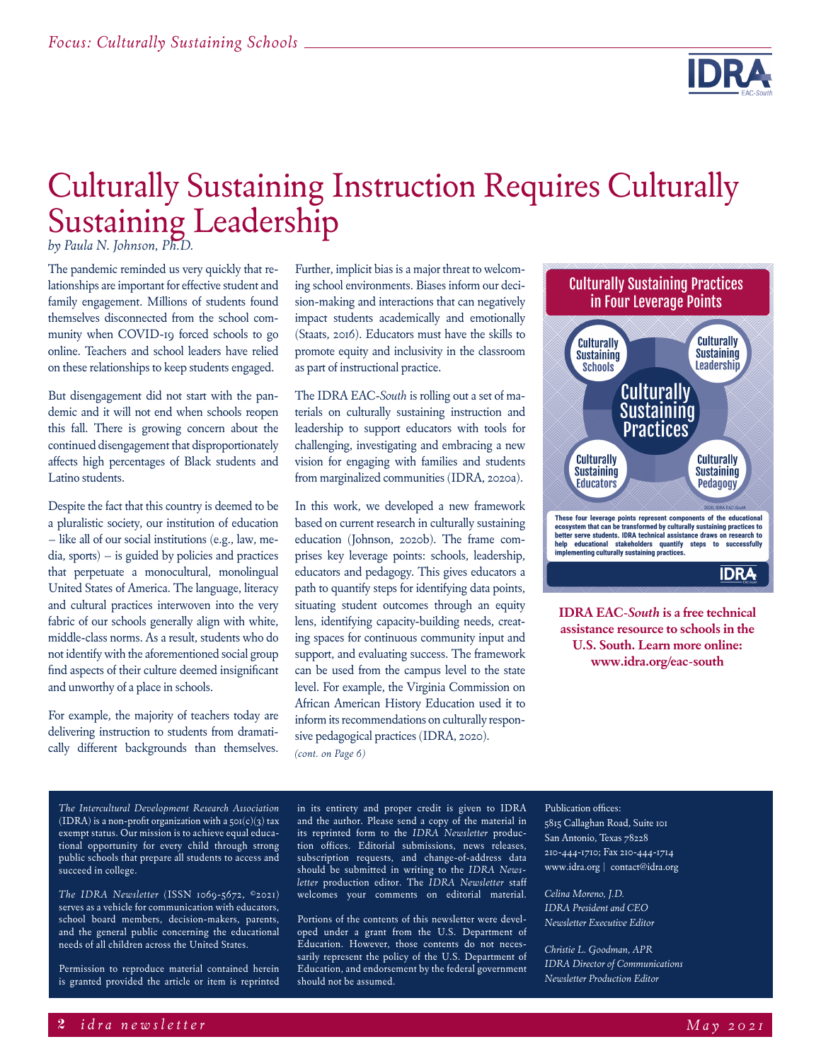*Focus: Culturally Sustaining Schools*

# Culturally Sustaining Instruction Requires Culturally Sustaining Leadership

*by Paula N. Johnson, Ph.D.*

The pandemic reminded us very quickly that relationships are important for effective student and family engagement. Millions of students found themselves disconnected from the school community when COVID-19 forced schools to go online. Teachers and school leaders have relied on these relationships to keep students engaged.

But disengagement did not start with the pandemic and it will not end when schools reopen this fall. There is growing concern about the continued disengagement that disproportionately affects high percentages of Black students and Latino students.

Despite the fact that this country is deemed to be a pluralistic society, our institution of education – like all of our social institutions (e.g., law, media, sports) – is guided by policies and practices that perpetuate a monocultural, monolingual United States of America. The language, literacy and cultural practices interwoven into the very fabric of our schools generally align with white, middle-class norms. As a result, students who do not identify with the aforementioned social group find aspects of their culture deemed insignificant and unworthy of a place in schools.

For example, the majority of teachers today are delivering instruction to students from dramatically different backgrounds than themselves. Further, implicit bias is a major threat to welcoming school environments. Biases inform our decision-making and interactions that can negatively impact students academically and emotionally (Staats, 2016). Educators must have the skills to promote equity and inclusivity in the classroom as part of instructional practice.

The IDRA EAC-*South* is rolling out a set of materials on culturally sustaining instruction and leadership to support educators with tools for challenging, investigating and embracing a new vision for engaging with families and students from marginalized communities (IDRA, 2020a).

In this work, we developed a new framework based on current research in culturally sustaining education (Johnson, 2020b). The frame comprises key leverage points: schools, leadership, educators and pedagogy. This gives educators a path to quantify steps for identifying data points, situating student outcomes through an equity lens, identifying capacity-building needs, creating spaces for continuous community input and support, and evaluating success. The framework can be used from the campus level to the state level. For example, the Virginia Commission on African American History Education used it to inform its recommendations on culturally responsive pedagogical practices (IDRA, 2020).

*(cont. on Page 6)*

**Culturally Sustaining Practices in Four Leverage Points**

Culturally Sustaining Practices: Culturally Sustaining Schools; Culturally Sustaining Leadership; Culturally Sustaining Educators; Culturally Sustaining Pedagogy

2020, IDRA EAC-South

**These four leverage points represent components of the educational ecosystem that can be transformed by culturally sustaining practices to better serve students. IDRA technical assistance draws on research to help educational stakeholders quantify steps to successfully implementing culturally sustaining practices.**

**IDRA EAC-*South* is a free technical assistance resource to schools in the U.S. South. Learn more online: www.idra.org/eac-south**

*The Intercultural Development Research Association* (IDRA) is a non-profit organization with a 501(c)(3) tax exempt status. Our mission is to achieve equal educational opportunity for every child through strong public schools that prepare all students to access and succeed in college.

*The IDRA Newsletter* (ISSN 1069-5672, ©2021) serves as a vehicle for communication with educators, school board members, decision-makers, parents, and the general public concerning the educational needs of all children across the United States.

Permission to reproduce material contained herein is granted provided the article or item is reprinted in its entirety and proper credit is given to IDRA and the author. Please send a copy of the material in its reprinted form to the *IDRA Newsletter* production offices. Editorial submissions, news releases, subscription requests, and change-of-address data should be submitted in writing to the *IDRA Newsletter* production editor. The *IDRA Newsletter* staff welcomes your comments on editorial material.

Portions of the contents of this newsletter were developed under a grant from the U.S. Department of Education. However, those contents do not necessarily represent the policy of the U.S. Department of Education, and endorsement by the federal government should not be assumed.

Publication offices:
5815 Callaghan Road, Suite 101
San Antonio, Texas 78228
210-444-1710; Fax 210-444-1714
www.idra.org | contact@idra.org

*Celina Moreno, J.D.*
*IDRA President and CEO*
*Newsletter Executive Editor*

*Christie L. Goodman, APR*
*IDRA Director of Communications*
*Newsletter Production Editor*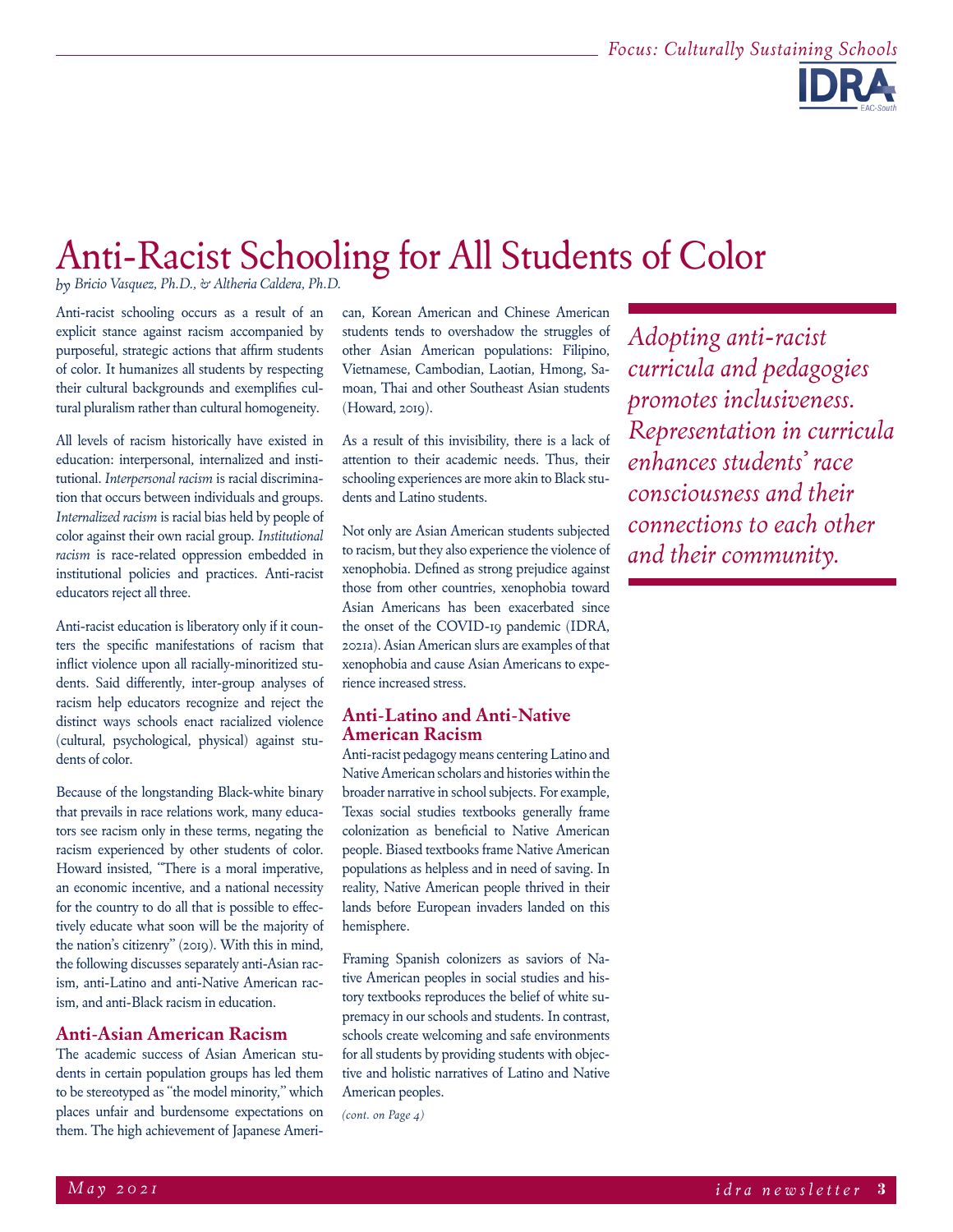# Anti-Racist Schooling for All Students of Color

*by Bricio Vasquez, Ph.D., & Altheria Caldera, Ph.D.*

Anti-racist schooling occurs as a result of an explicit stance against racism accompanied by purposeful, strategic actions that affirm students of color. It humanizes all students by respecting their cultural backgrounds and exemplifies cultural pluralism rather than cultural homogeneity.

All levels of racism historically have existed in education: interpersonal, internalized and institutional. *Interpersonal racism* is racial discrimination that occurs between individuals and groups. *Internalized racism* is racial bias held by people of color against their own racial group. *Institutional racism* is race-related oppression embedded in institutional policies and practices. Anti-racist educators reject all three.

Anti-racist education is liberatory only if it counters the specific manifestations of racism that inflict violence upon all racially-minoritized students. Said differently, inter-group analyses of racism help educators recognize and reject the distinct ways schools enact racialized violence (cultural, psychological, physical) against students of color.

Because of the longstanding Black-white binary that prevails in race relations work, many educators see racism only in these terms, negating the racism experienced by other students of color. Howard insisted, "There is a moral imperative, an economic incentive, and a national necessity for the country to do all that is possible to effectively educate what soon will be the majority of the nation's citizenry" (2019). With this in mind, the following discusses separately anti-Asian racism, anti-Latino and anti-Native American racism, and anti-Black racism in education.

## Anti-Asian American Racism

The academic success of Asian American students in certain population groups has led them to be stereotyped as "the model minority," which places unfair and burdensome expectations on them. The high achievement of Japanese American, Korean American and Chinese American students tends to overshadow the struggles of other Asian American populations: Filipino, Vietnamese, Cambodian, Laotian, Hmong, Samoan, Thai and other Southeast Asian students (Howard, 2019).

As a result of this invisibility, there is a lack of attention to their academic needs. Thus, their schooling experiences are more akin to Black students and Latino students.

Not only are Asian American students subjected to racism, but they also experience the violence of xenophobia. Defined as strong prejudice against those from other countries, xenophobia toward Asian Americans has been exacerbated since the onset of the COVID-19 pandemic (IDRA, 2021a). Asian American slurs are examples of that xenophobia and cause Asian Americans to experience increased stress.

## Anti-Latino and Anti-Native American Racism

Anti-racist pedagogy means centering Latino and Native American scholars and histories within the broader narrative in school subjects. For example, Texas social studies textbooks generally frame colonization as beneficial to Native American people. Biased textbooks frame Native American populations as helpless and in need of saving. In reality, Native American people thrived in their lands before European invaders landed on this hemisphere.

Framing Spanish colonizers as saviors of Native American peoples in social studies and history textbooks reproduces the belief of white supremacy in our schools and students. In contrast, schools create welcoming and safe environments for all students by providing students with objective and holistic narratives of Latino and Native American peoples.

*(cont. on Page 4)*

*Adopting anti-racist curricula and pedagogies promotes inclusiveness. Representation in curricula enhances students' race consciousness and their connections to each other and their community.*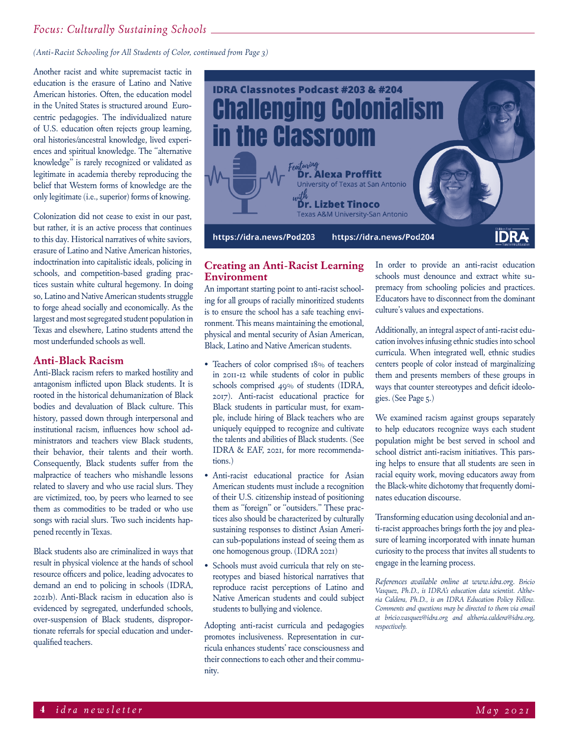*(Anti-Racist Schooling for All Students of Color, continued from Page 3)*

Another racist and white supremacist tactic in education is the erasure of Latino and Native American histories. Often, the education model in the United States is structured around Eurocentric pedagogies. The individualized nature of U.S. education often rejects group learning, oral histories/ancestral knowledge, lived experiences and spiritual knowledge. The "alternative knowledge" is rarely recognized or validated as legitimate in academia thereby reproducing the belief that Western forms of knowledge are the only legitimate (i.e., superior) forms of knowing.

Colonization did not cease to exist in our past, but rather, it is an active process that continues to this day. Historical narratives of white saviors, erasure of Latino and Native American histories, indoctrination into capitalistic ideals, policing in schools, and competition-based grading practices sustain white cultural hegemony. In doing so, Latino and Native American students struggle to forge ahead socially and economically. As the largest and most segregated student population in Texas and elsewhere, Latino students attend the most underfunded schools as well.

## Anti-Black Racism

Anti-Black racism refers to marked hostility and antagonism inflicted upon Black students. It is rooted in the historical dehumanization of Black bodies and devaluation of Black culture. This history, passed down through interpersonal and institutional racism, influences how school administrators and teachers view Black students, their behavior, their talents and their worth. Consequently, Black students suffer from the malpractice of teachers who mishandle lessons related to slavery and who use racial slurs. They are victimized, too, by peers who learned to see them as commodities to be traded or who use songs with racial slurs. Two such incidents happened recently in Texas.

Black students also are criminalized in ways that result in physical violence at the hands of school resource officers and police, leading advocates to demand an end to policing in schools (IDRA, 2021b). Anti-Black racism in education also is evidenced by segregated, underfunded schools, over-suspension of Black students, disproportionate referrals for special education and underqualified teachers.

**IDRA Classnotes Podcast #203 & #204**
**Challenging Colonialism in the Classroom**
*Featuring* **Dr. Alexa Proffitt**, University of Texas at San Antonio
*with* **Dr. Lizbet Tinoco**, Texas A&M University-San Antonio
https://idra.news/Pod203 https://idra.news/Pod204

## Creating an Anti-Racist Learning Environment

An important starting point to anti-racist schooling for all groups of racially minoritized students is to ensure the school has a safe teaching environment. This means maintaining the emotional, physical and mental security of Asian American, Black, Latino and Native American students.

- Teachers of color comprised 18% of teachers in 2011-12 while students of color in public schools comprised 49% of students (IDRA, 2017). Anti-racist educational practice for Black students in particular must, for example, include hiring of Black teachers who are uniquely equipped to recognize and cultivate the talents and abilities of Black students. (See IDRA & EAF, 2021, for more recommendations.)
- Anti-racist educational practice for Asian American students must include a recognition of their U.S. citizenship instead of positioning them as "foreign" or "outsiders." These practices also should be characterized by culturally sustaining responses to distinct Asian American sub-populations instead of seeing them as one homogenous group. (IDRA 2021)
- Schools must avoid curricula that rely on stereotypes and biased historical narratives that reproduce racist perceptions of Latino and Native American students and could subject students to bullying and violence.

Adopting anti-racist curricula and pedagogies promotes inclusiveness. Representation in curricula enhances students' race consciousness and their connections to each other and their community.

In order to provide an anti-racist education schools must denounce and extract white supremacy from schooling policies and practices. Educators have to disconnect from the dominant culture's values and expectations.

Additionally, an integral aspect of anti-racist education involves infusing ethnic studies into school curricula. When integrated well, ethnic studies centers people of color instead of marginalizing them and presents members of these groups in ways that counter stereotypes and deficit ideologies. (See Page 5.)

We examined racism against groups separately to help educators recognize ways each student population might be best served in school and school district anti-racism initiatives. This parsing helps to ensure that all students are seen in racial equity work, moving educators away from the Black-white dichotomy that frequently dominates education discourse.

Transforming education using decolonial and anti-racist approaches brings forth the joy and pleasure of learning incorporated with innate human curiosity to the process that invites all students to engage in the learning process.

*References available online at www.idra.org. Bricio Vasquez, Ph.D., is IDRA's education data scientist. Altheria Caldera, Ph.D., is an IDRA Education Policy Fellow. Comments and questions may be directed to them via email at bricio.vasquez@idra.org and altheria.caldera@idra.org, respectively.*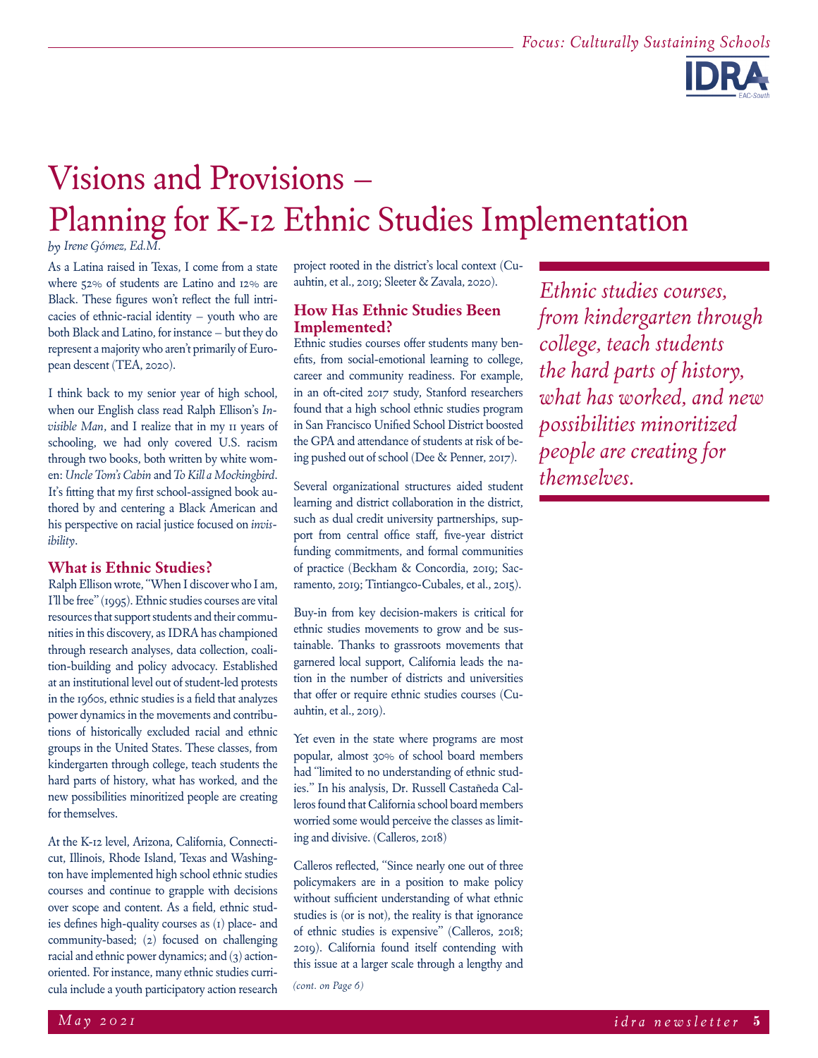# Visions and Provisions – Planning for K-12 Ethnic Studies Implementation

*by Irene Gómez, Ed.M.*

As a Latina raised in Texas, I come from a state where 52% of students are Latino and 12% are Black. These figures won't reflect the full intricacies of ethnic-racial identity – youth who are both Black and Latino, for instance – but they do represent a majority who aren't primarily of European descent (TEA, 2020).

I think back to my senior year of high school, when our English class read Ralph Ellison's *Invisible Man*, and I realize that in my 11 years of schooling, we had only covered U.S. racism through two books, both written by white women: *Uncle Tom's Cabin* and *To Kill a Mockingbird*. It's fitting that my first school-assigned book authored by and centering a Black American and his perspective on racial justice focused on *invisibility*.

## What is Ethnic Studies?

Ralph Ellison wrote, "When I discover who I am, I'll be free" (1995). Ethnic studies courses are vital resources that support students and their communities in this discovery, as IDRA has championed through research analyses, data collection, coalition-building and policy advocacy. Established at an institutional level out of student-led protests in the 1960s, ethnic studies is a field that analyzes power dynamics in the movements and contributions of historically excluded racial and ethnic groups in the United States. These classes, from kindergarten through college, teach students the hard parts of history, what has worked, and the new possibilities minoritized people are creating for themselves.

At the K-12 level, Arizona, California, Connecticut, Illinois, Rhode Island, Texas and Washington have implemented high school ethnic studies courses and continue to grapple with decisions over scope and content. As a field, ethnic studies defines high-quality courses as (1) place- and community-based; (2) focused on challenging racial and ethnic power dynamics; and (3) action-oriented. For instance, many ethnic studies curricula include a youth participatory action research project rooted in the district's local context (Cuauhtin, et al., 2019; Sleeter & Zavala, 2020).

## How Has Ethnic Studies Been Implemented?

Ethnic studies courses offer students many benefits, from social-emotional learning to college, career and community readiness. For example, in an oft-cited 2017 study, Stanford researchers found that a high school ethnic studies program in San Francisco Unified School District boosted the GPA and attendance of students at risk of being pushed out of school (Dee & Penner, 2017).

Several organizational structures aided student learning and district collaboration in the district, such as dual credit university partnerships, support from central office staff, five-year district funding commitments, and formal communities of practice (Beckham & Concordia, 2019; Sacramento, 2019; Tintiangco-Cubales, et al., 2015).

Buy-in from key decision-makers is critical for ethnic studies movements to grow and be sustainable. Thanks to grassroots movements that garnered local support, California leads the nation in the number of districts and universities that offer or require ethnic studies courses (Cuauhtin, et al., 2019).

Yet even in the state where programs are most popular, almost 30% of school board members had "limited to no understanding of ethnic studies." In his analysis, Dr. Russell Castañeda Calleros found that California school board members worried some would perceive the classes as limiting and divisive. (Calleros, 2018)

Calleros reflected, "Since nearly one out of three policymakers are in a position to make policy without sufficient understanding of what ethnic studies is (or is not), the reality is that ignorance of ethnic studies is expensive" (Calleros, 2018; 2019). California found itself contending with this issue at a larger scale through a lengthy and

*(cont. on Page 6)*

> *Ethnic studies courses, from kindergarten through college, teach students the hard parts of history, what has worked, and new possibilities minoritized people are creating for themselves.*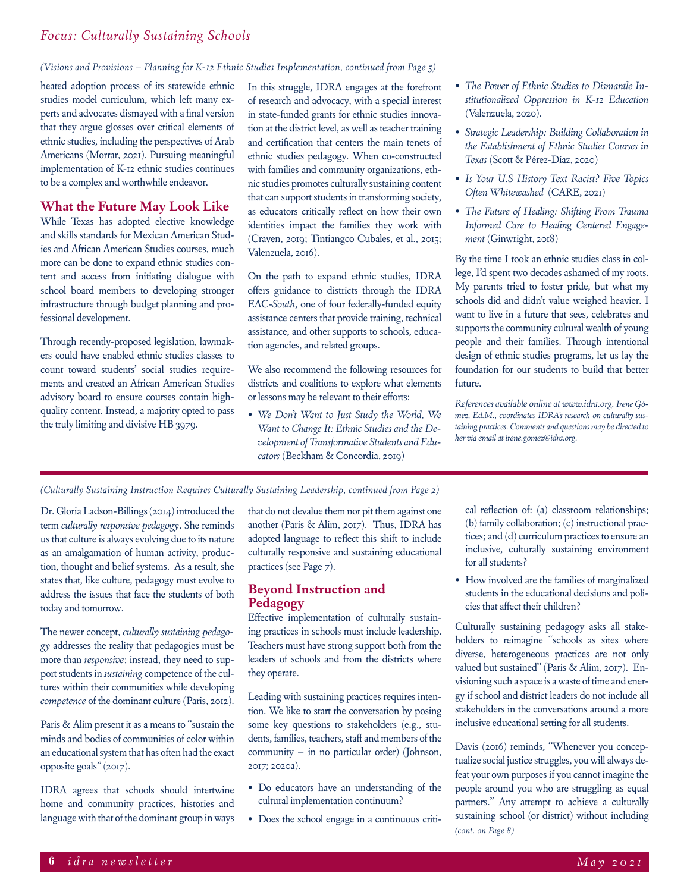*(Visions and Provisions – Planning for K-12 Ethnic Studies Implementation, continued from Page 5)*

heated adoption process of its statewide ethnic studies model curriculum, which left many experts and advocates dismayed with a final version that they argue glosses over critical elements of ethnic studies, including the perspectives of Arab Americans (Morrar, 2021). Pursuing meaningful implementation of K-12 ethnic studies continues to be a complex and worthwhile endeavor.

## What the Future May Look Like

While Texas has adopted elective knowledge and skills standards for Mexican American Studies and African American Studies courses, much more can be done to expand ethnic studies content and access from initiating dialogue with school board members to developing stronger infrastructure through budget planning and professional development.

Through recently-proposed legislation, lawmakers could have enabled ethnic studies classes to count toward students' social studies requirements and created an African American Studies advisory board to ensure courses contain high-quality content. Instead, a majority opted to pass the truly limiting and divisive HB 3979.

In this struggle, IDRA engages at the forefront of research and advocacy, with a special interest in state-funded grants for ethnic studies innovation at the district level, as well as teacher training and certification that centers the main tenets of ethnic studies pedagogy. When co-constructed with families and community organizations, ethnic studies promotes culturally sustaining content that can support students in transforming society, as educators critically reflect on how their own identities impact the families they work with (Craven, 2019; Tintiangco Cubales, et al., 2015; Valenzuela, 2016).

On the path to expand ethnic studies, IDRA offers guidance to districts through the IDRA EAC-*South*, one of four federally-funded equity assistance centers that provide training, technical assistance, and other supports to schools, education agencies, and related groups.

We also recommend the following resources for districts and coalitions to explore what elements or lessons may be relevant to their efforts:

- *We Don't Want to Just Study the World, We Want to Change It: Ethnic Studies and the Development of Transformative Students and Educators* (Beckham & Concordia, 2019)
- *The Power of Ethnic Studies to Dismantle Institutionalized Oppression in K-12 Education* (Valenzuela, 2020).
- *Strategic Leadership: Building Collaboration in the Establishment of Ethnic Studies Courses in Texas* (Scott & Pérez-Díaz, 2020)
- *Is Your U.S History Text Racist? Five Topics Often Whitewashed* (CARE, 2021)
- *The Future of Healing: Shifting From Trauma Informed Care to Healing Centered Engagement* (Ginwright, 2018)

By the time I took an ethnic studies class in college, I'd spent two decades ashamed of my roots. My parents tried to foster pride, but what my schools did and didn't value weighed heavier. I want to live in a future that sees, celebrates and supports the community cultural wealth of young people and their families. Through intentional design of ethnic studies programs, let us lay the foundation for our students to build that better future.

*References available online at www.idra.org. Irene Gómez, Ed.M., coordinates IDRA's research on culturally sustaining practices. Comments and questions may be directed to her via email at irene.gomez@idra.org.*

---

*(Culturally Sustaining Instruction Requires Culturally Sustaining Leadership, continued from Page 2)*

Dr. Gloria Ladson-Billings (2014) introduced the term *culturally responsive pedagogy*. She reminds us that culture is always evolving due to its nature as an amalgamation of human activity, production, thought and belief systems. As a result, she states that, like culture, pedagogy must evolve to address the issues that face the students of both today and tomorrow.

The newer concept, *culturally sustaining pedagogy* addresses the reality that pedagogies must be more than *responsive*; instead, they need to support students in *sustaining* competence of the cultures within their communities while developing *competence* of the dominant culture (Paris, 2012).

Paris & Alim present it as a means to "sustain the minds and bodies of communities of color within an educational system that has often had the exact opposite goals" (2017).

IDRA agrees that schools should intertwine home and community practices, histories and language with that of the dominant group in ways that do not devalue them nor pit them against one another (Paris & Alim, 2017). Thus, IDRA has adopted language to reflect this shift to include culturally responsive and sustaining educational practices (see Page 7).

## Beyond Instruction and Pedagogy

Effective implementation of culturally sustaining practices in schools must include leadership. Teachers must have strong support both from the leaders of schools and from the districts where they operate.

Leading with sustaining practices requires intention. We like to start the conversation by posing some key questions to stakeholders (e.g., students, families, teachers, staff and members of the community – in no particular order) (Johnson, 2017; 2020a).

- Do educators have an understanding of the cultural implementation continuum?
- Does the school engage in a continuous critical reflection of: (a) classroom relationships; (b) family collaboration; (c) instructional practices; and (d) curriculum practices to ensure an inclusive, culturally sustaining environment for all students?
- How involved are the families of marginalized students in the educational decisions and policies that affect their children?

Culturally sustaining pedagogy asks all stakeholders to reimagine "schools as sites where diverse, heterogeneous practices are not only valued but sustained" (Paris & Alim, 2017). Envisioning such a space is a waste of time and energy if school and district leaders do not include all stakeholders in the conversations around a more inclusive educational setting for all students.

Davis (2016) reminds, "Whenever you conceptualize social justice struggles, you will always defeat your own purposes if you cannot imagine the people around you who are struggling as equal partners." Any attempt to achieve a culturally sustaining school (or district) without including *(cont. on Page 8)*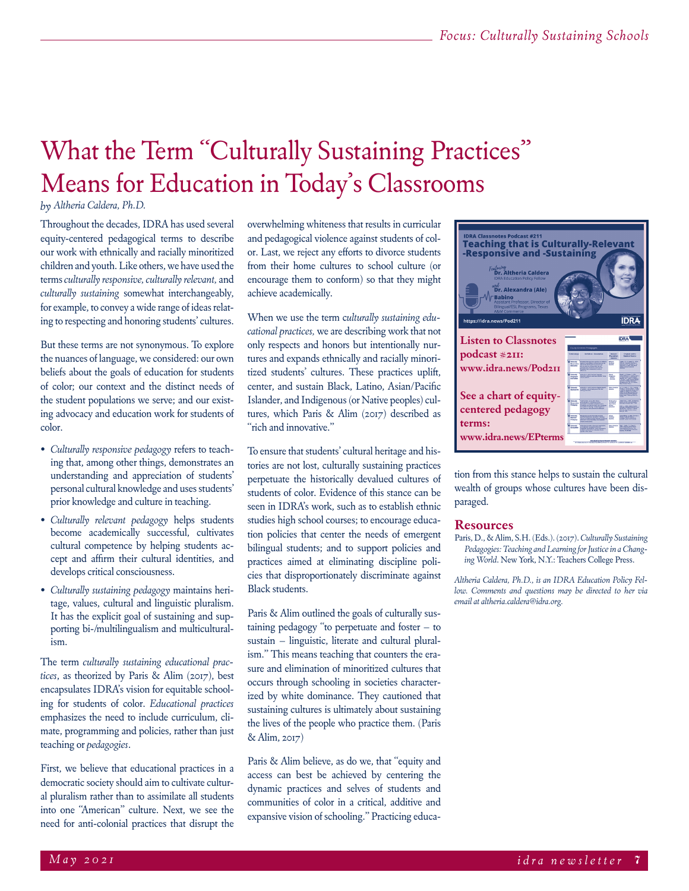# What the Term "Culturally Sustaining Practices" Means for Education in Today's Classrooms

*by Altheria Caldera, Ph.D.*

Throughout the decades, IDRA has used several equity-centered pedagogical terms to describe our work with ethnically and racially minoritized children and youth. Like others, we have used the terms *culturally responsive*, *culturally relevant*, and *culturally sustaining* somewhat interchangeably, for example, to convey a wide range of ideas relating to respecting and honoring students' cultures.

But these terms are not synonymous. To explore the nuances of language, we considered: our own beliefs about the goals of education for students of color; our context and the distinct needs of the student populations we serve; and our existing advocacy and education work for students of color.

- *Culturally responsive pedagogy* refers to teaching that, among other things, demonstrates an understanding and appreciation of students' personal cultural knowledge and uses students' prior knowledge and culture in teaching.
- *Culturally relevant pedagogy* helps students become academically successful, cultivates cultural competence by helping students accept and affirm their cultural identities, and develops critical consciousness.
- *Culturally sustaining pedagogy* maintains heritage, values, cultural and linguistic pluralism. It has the explicit goal of sustaining and supporting bi-/multilingualism and multiculturalism.

The term *culturally sustaining educational practices*, as theorized by Paris & Alim (2017), best encapsulates IDRA's vision for equitable schooling for students of color. *Educational practices* emphasizes the need to include curriculum, climate, programming and policies, rather than just teaching or *pedagogies*.

First, we believe that educational practices in a democratic society should aim to cultivate cultural pluralism rather than to assimilate all students into one "American" culture. Next, we see the need for anti-colonial practices that disrupt the overwhelming whiteness that results in curricular and pedagogical violence against students of color. Last, we reject any efforts to divorce students from their home cultures to school culture (or encourage them to conform) so that they might achieve academically.

When we use the term *culturally sustaining educational practices,* we are describing work that not only respects and honors but intentionally nurtures and expands ethnically and racially minoritized students' cultures. These practices uplift, center, and sustain Black, Latino, Asian/Pacific Islander, and Indigenous (or Native peoples) cultures, which Paris & Alim (2017) described as "rich and innovative."

To ensure that students' cultural heritage and histories are not lost, culturally sustaining practices perpetuate the historically devalued cultures of students of color. Evidence of this stance can be seen in IDRA's work, such as to establish ethnic studies high school courses; to encourage education policies that center the needs of emergent bilingual students; and to support policies and practices aimed at eliminating discipline policies that disproportionately discriminate against Black students.

Paris & Alim outlined the goals of culturally sustaining pedagogy "to perpetuate and foster – to sustain – linguistic, literate and cultural pluralism." This means teaching that counters the erasure and elimination of minoritized cultures that occurs through schooling in societies characterized by white dominance. They cautioned that sustaining cultures is ultimately about sustaining the lives of the people who practice them. (Paris & Alim, 2017)

Paris & Alim believe, as do we, that "equity and access can best be achieved by centering the dynamic practices and selves of students and communities of color in a critical, additive and expansive vision of schooling." Practicing education from this stance helps to sustain the cultural wealth of groups whose cultures have been disparaged.

**IDRA Classnotes Podcast #211: Teaching that is Culturally-Relevant -Responsive and -Sustaining**
Featuring Dr. Altheria Caldera, IDRA Education Policy Fellow and Dr. Alexandra (Ale) Babino, Assistant Professor, Director of BilingualESL Programs, Texas A&M Commerce

**Listen to Classnotes podcast #211: www.idra.news/Pod211**

**See a chart of equity-centered pedagogy terms: www.idra.news/EPterms**

## Resources

Paris, D., & Alim, S.H. (Eds.). (2017). *Culturally Sustaining Pedagogies: Teaching and Learning for Justice in a Changing World*. New York, N.Y.: Teachers College Press.

*Altheria Caldera, Ph.D., is an IDRA Education Policy Fellow. Comments and questions may be directed to her via email at altheria.caldera@idra.org.*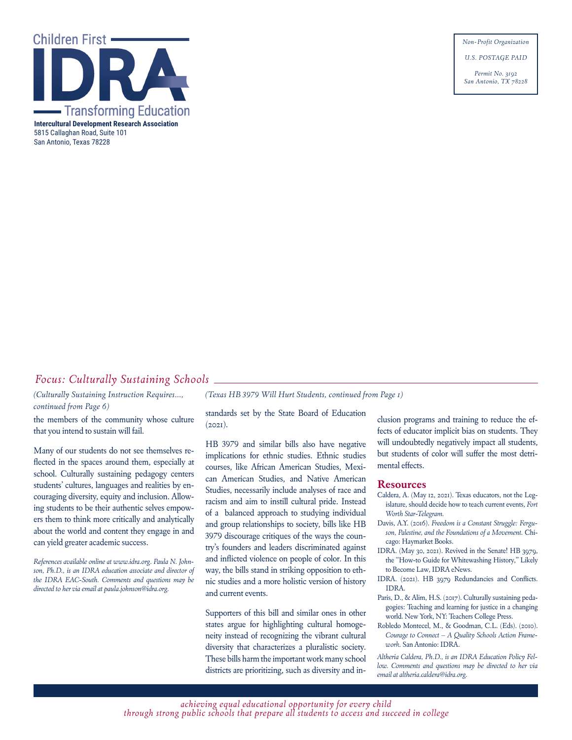Children First

IDRA

Transforming Education

**Intercultural Development Research Association**
5815 Callaghan Road, Suite 101
San Antonio, Texas 78228

*Non-Profit Organization*

*U.S. POSTAGE PAID*

*Permit No. 3192*
*San Antonio, TX 78228*

## *Focus: Culturally Sustaining Schools*

*(Culturally Sustaining Instruction Requires..., continued from Page 6)*

the members of the community whose culture that you intend to sustain will fail.

Many of our students do not see themselves reflected in the spaces around them, especially at school. Culturally sustaining pedagogy centers students' cultures, languages and realities by encouraging diversity, equity and inclusion. Allowing students to be their authentic selves empowers them to think more critically and analytically about the world and content they engage in and can yield greater academic success.

*References available online at www.idra.org. Paula N. Johnson, Ph.D., is an IDRA education associate and director of the IDRA EAC-South. Comments and questions may be directed to her via email at paula.johnson@idra.org.*

*(Texas HB 3979 Will Hurt Students, continued from Page 1)*

standards set by the State Board of Education (2021).

HB 3979 and similar bills also have negative implications for ethnic studies. Ethnic studies courses, like African American Studies, Mexican American Studies, and Native American Studies, necessarily include analyses of race and racism and aim to instill cultural pride. Instead of a balanced approach to studying individual and group relationships to society, bills like HB 3979 discourage critiques of the ways the country's founders and leaders discriminated against and inflicted violence on people of color. In this way, the bills stand in striking opposition to ethnic studies and a more holistic version of history and current events.

Supporters of this bill and similar ones in other states argue for highlighting cultural homogeneity instead of recognizing the vibrant cultural diversity that characterizes a pluralistic society. These bills harm the important work many school districts are prioritizing, such as diversity and inclusion programs and training to reduce the effects of educator implicit bias on students. They will undoubtedly negatively impact all students, but students of color will suffer the most detrimental effects.

### Resources

Caldera, A. (May 12, 2021). Texas educators, not the Legislature, should decide how to teach current events, *Fort Worth Star-Telegram.*

Davis, A.Y. (2016). *Freedom is a Constant Struggle: Ferguson, Palestine, and the Foundations of a Movement.* Chicago: Haymarket Books.

IDRA. (May 30, 2021). Revived in the Senate! HB 3979, the "How-to Guide for Whitewashing History," Likely to Become Law, IDRA eNews.

IDRA. (2021). HB 3979 Redundancies and Conflicts. IDRA.

Paris, D., & Alim, H.S. (2017). Culturally sustaining pedagogies: Teaching and learning for justice in a changing world. New York, NY: Teachers College Press.

Robledo Montecel, M., & Goodman, C.L. (Eds). (2010). *Courage to Connect – A Quality Schools Action Framework.* San Antonio: IDRA.

*Altheria Caldera, Ph.D., is an IDRA Education Policy Fellow. Comments and questions may be directed to her via email at altheria.caldera@idra.org.*

*achieving equal educational opportunity for every child through strong public schools that prepare all students to access and succeed in college*